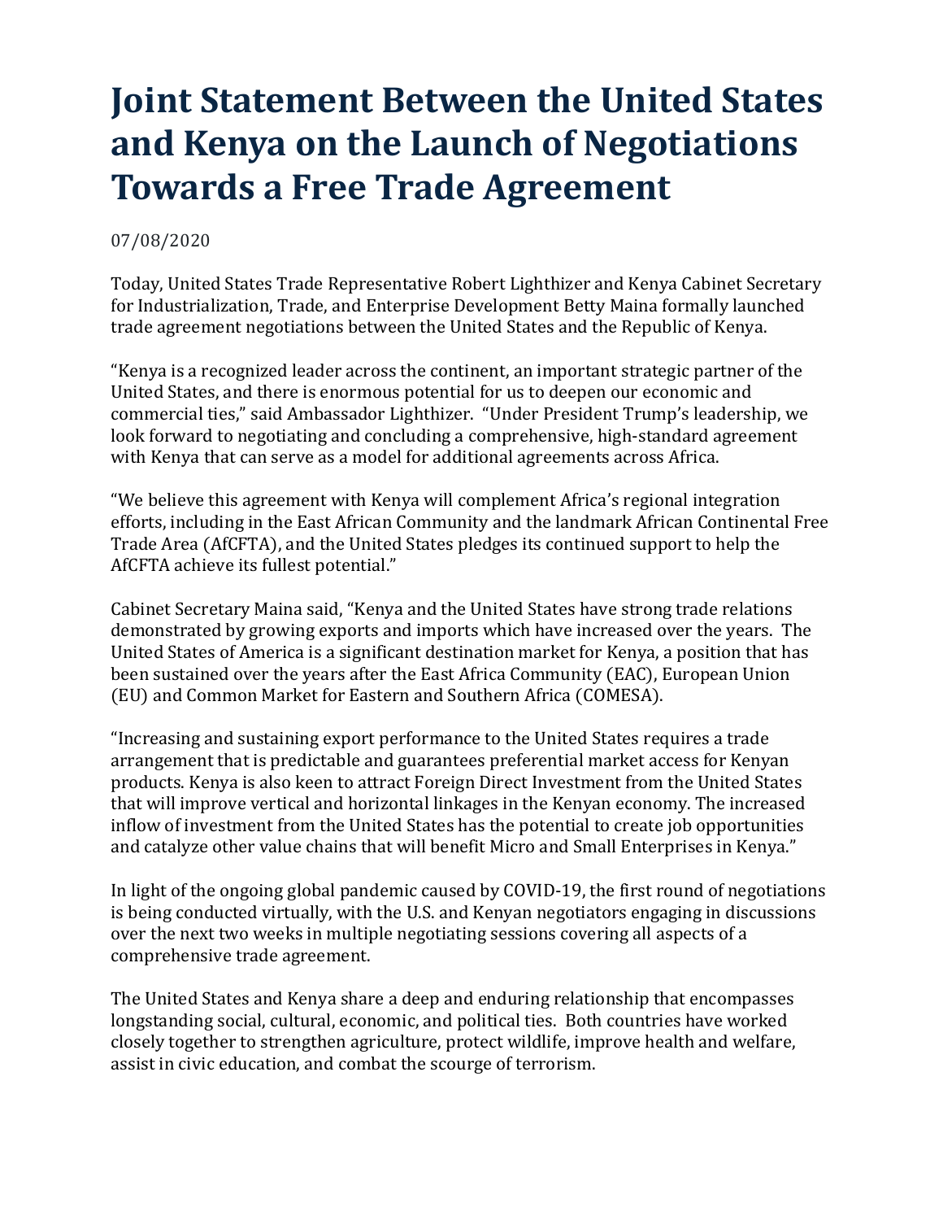# Joint Statement Between the United States and Kenya on the Launch of Negotiations Towards a Free Trade Agreement

07/08/2020

Today, United States Trade Representative Robert Lighthizer and Kenya Cabinet Secretary for Industrialization, Trade, and Enterprise Development Betty Maina formally launched trade agreement negotiations between the United States and the Republic of Kenya.

"Kenya is a recognized leader across the continent, an important strategic partner of the United States, and there is enormous potential for us to deepen our economic and commercial ties," said Ambassador Lighthizer. "Under President Trump's leadership, we look forward to negotiating and concluding a comprehensive, high-standard agreement with Kenya that can serve as a model for additional agreements across Africa.

"We believe this agreement with Kenya will complement Africa's regional integration efforts, including in the East African Community and the landmark African Continental Free Trade Area (AfCFTA), and the United States pledges its continued support to help the AfCFTA achieve its fullest potential."

Cabinet Secretary Maina said, "Kenya and the United States have strong trade relations demonstrated by growing exports and imports which have increased over the years. The United States of America is a significant destination market for Kenya, a position that has been sustained over the years after the East Africa Community (EAC), European Union (EU) and Common Market for Eastern and Southern Africa (COMESA).

"Increasing and sustaining export performance to the United States requires a trade arrangement that is predictable and guarantees preferential market access for Kenyan products. Kenya is also keen to attract Foreign Direct Investment from the United States that will improve vertical and horizontal linkages in the Kenyan economy. The increased inflow of investment from the United States has the potential to create job opportunities and catalyze other value chains that will benefit Micro and Small Enterprises in Kenya."

In light of the ongoing global pandemic caused by COVID-19, the first round of negotiations is being conducted virtually, with the U.S. and Kenyan negotiators engaging in discussions over the next two weeks in multiple negotiating sessions covering all aspects of a comprehensive trade agreement.

The United States and Kenya share a deep and enduring relationship that encompasses longstanding social, cultural, economic, and political ties. Both countries have worked closely together to strengthen agriculture, protect wildlife, improve health and welfare, assist in civic education, and combat the scourge of terrorism.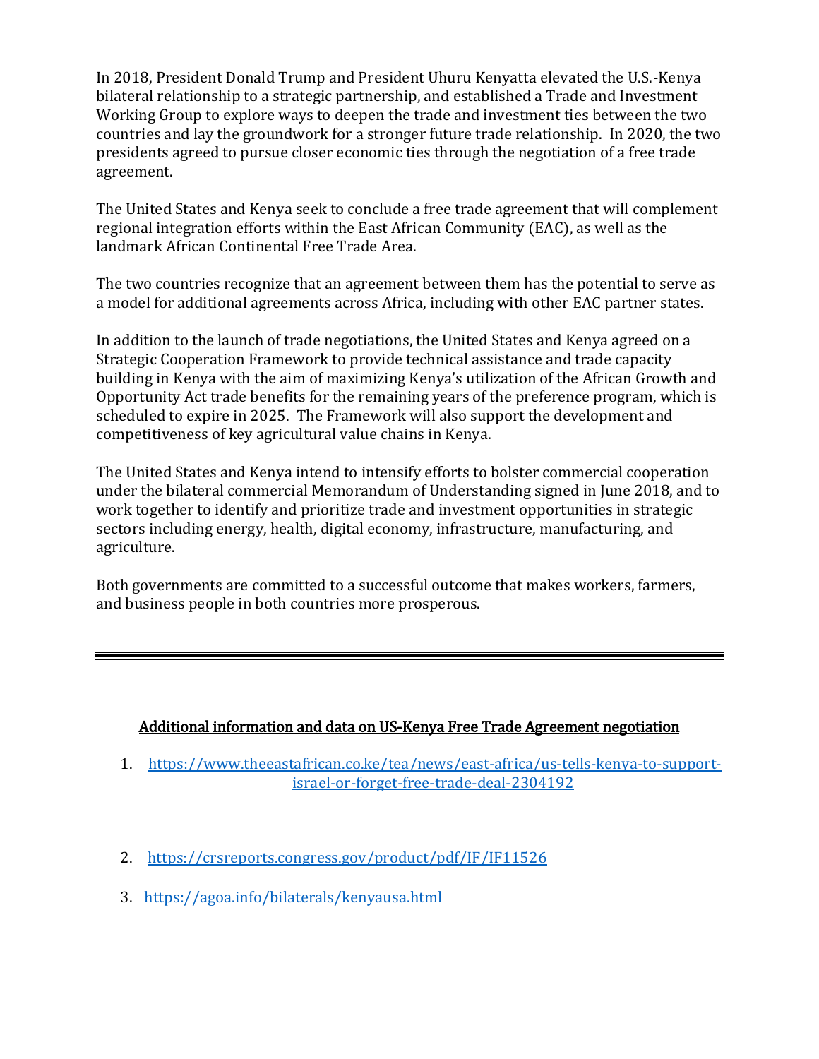In 2018, President Donald Trump and President Uhuru Kenyatta elevated the U.S.-Kenya bilateral relationship to a strategic partnership, and established a Trade and Investment Working Group to explore ways to deepen the trade and investment ties between the two countries and lay the groundwork for a stronger future trade relationship. In 2020, the two presidents agreed to pursue closer economic ties through the negotiation of a free trade agreement.

The United States and Kenya seek to conclude a free trade agreement that will complement regional integration efforts within the East African Community (EAC), as well as the landmark African Continental Free Trade Area.

The two countries recognize that an agreement between them has the potential to serve as a model for additional agreements across Africa, including with other EAC partner states.

In addition to the launch of trade negotiations, the United States and Kenya agreed on a Strategic Cooperation Framework to provide technical assistance and trade capacity building in Kenya with the aim of maximizing Kenya's utilization of the African Growth and Opportunity Act trade benefits for the remaining years of the preference program, which is scheduled to expire in 2025. The Framework will also support the development and competitiveness of key agricultural value chains in Kenya.

The United States and Kenya intend to intensify efforts to bolster commercial cooperation under the bilateral commercial Memorandum of Understanding signed in June 2018, and to work together to identify and prioritize trade and investment opportunities in strategic sectors including energy, health, digital economy, infrastructure, manufacturing, and agriculture.

Both governments are committed to a successful outcome that makes workers, farmers, and business people in both countries more prosperous.

---

## Additional information and data on US-Kenya Free Trade Agreement negotiation

1. https://www.theeastafrican.co.ke/tea/news/east-africa/us-tells-kenya-to-support-israel-or-forget-free-trade-deal-2304192

2. https://crsreports.congress.gov/product/pdf/IF/IF11526

3. https://agoa.info/bilaterals/kenyausa.html